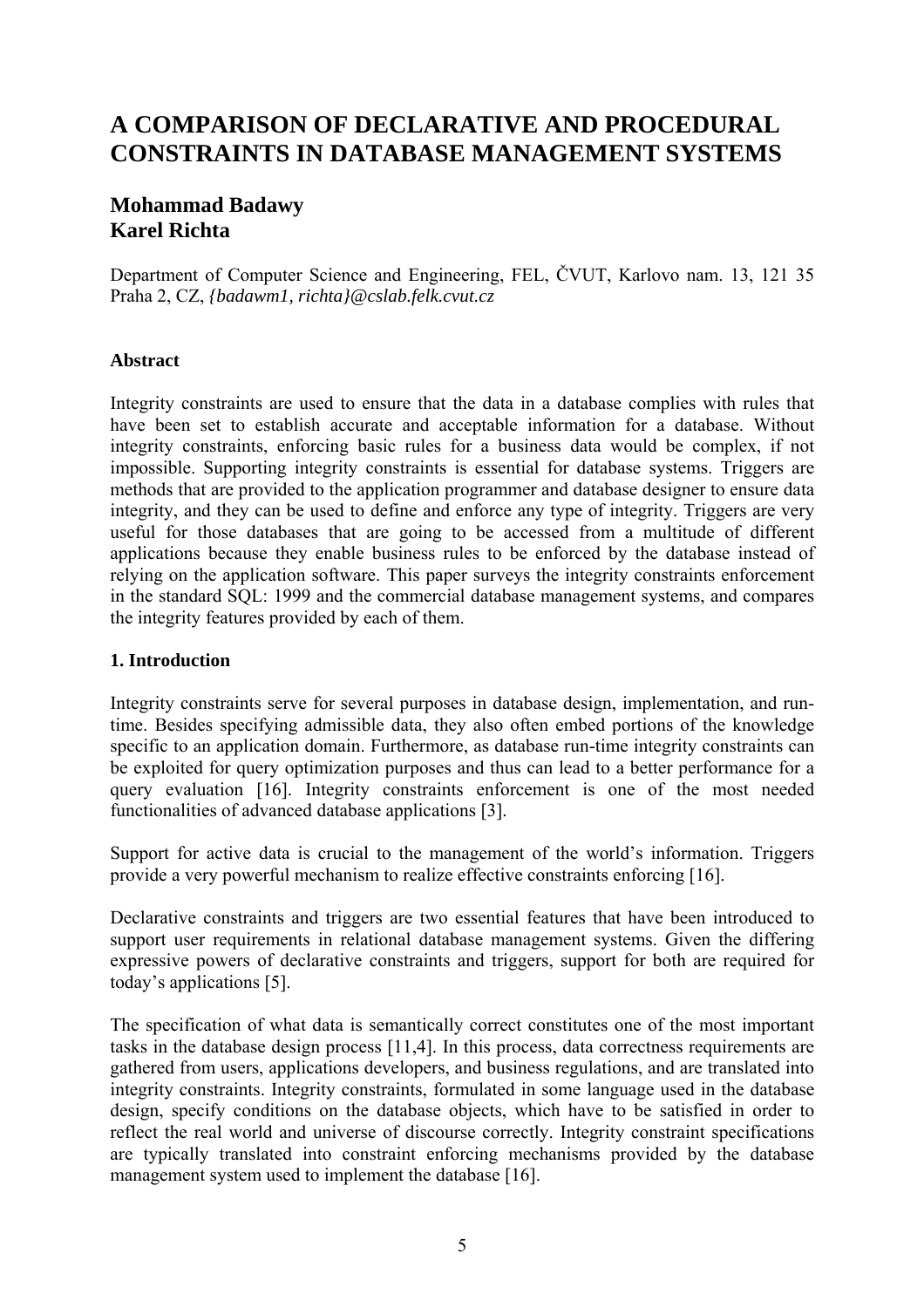# A COMPARISON OF DECLARATIVE AND PROCEDURAL CONSTRAINTS IN DATABASE MANAGEMENT SYSTEMS

## Mohammad Badawy
## Karel Richta

Department of Computer Science and Engineering, FEL, ČVUT, Karlovo nam. 13, 121 35 Praha 2, CZ, *{badawm1, richta}@cslab.felk.cvut.cz*

**Abstract**

Integrity constraints are used to ensure that the data in a database complies with rules that have been set to establish accurate and acceptable information for a database. Without integrity constraints, enforcing basic rules for a business data would be complex, if not impossible. Supporting integrity constraints is essential for database systems. Triggers are methods that are provided to the application programmer and database designer to ensure data integrity, and they can be used to define and enforce any type of integrity. Triggers are very useful for those databases that are going to be accessed from a multitude of different applications because they enable business rules to be enforced by the database instead of relying on the application software. This paper surveys the integrity constraints enforcement in the standard SQL: 1999 and the commercial database management systems, and compares the integrity features provided by each of them.

**1. Introduction**

Integrity constraints serve for several purposes in database design, implementation, and run-time. Besides specifying admissible data, they also often embed portions of the knowledge specific to an application domain. Furthermore, as database run-time integrity constraints can be exploited for query optimization purposes and thus can lead to a better performance for a query evaluation [16]. Integrity constraints enforcement is one of the most needed functionalities of advanced database applications [3].

Support for active data is crucial to the management of the world's information. Triggers provide a very powerful mechanism to realize effective constraints enforcing [16].

Declarative constraints and triggers are two essential features that have been introduced to support user requirements in relational database management systems. Given the differing expressive powers of declarative constraints and triggers, support for both are required for today's applications [5].

The specification of what data is semantically correct constitutes one of the most important tasks in the database design process [11,4]. In this process, data correctness requirements are gathered from users, applications developers, and business regulations, and are translated into integrity constraints. Integrity constraints, formulated in some language used in the database design, specify conditions on the database objects, which have to be satisfied in order to reflect the real world and universe of discourse correctly. Integrity constraint specifications are typically translated into constraint enforcing mechanisms provided by the database management system used to implement the database [16].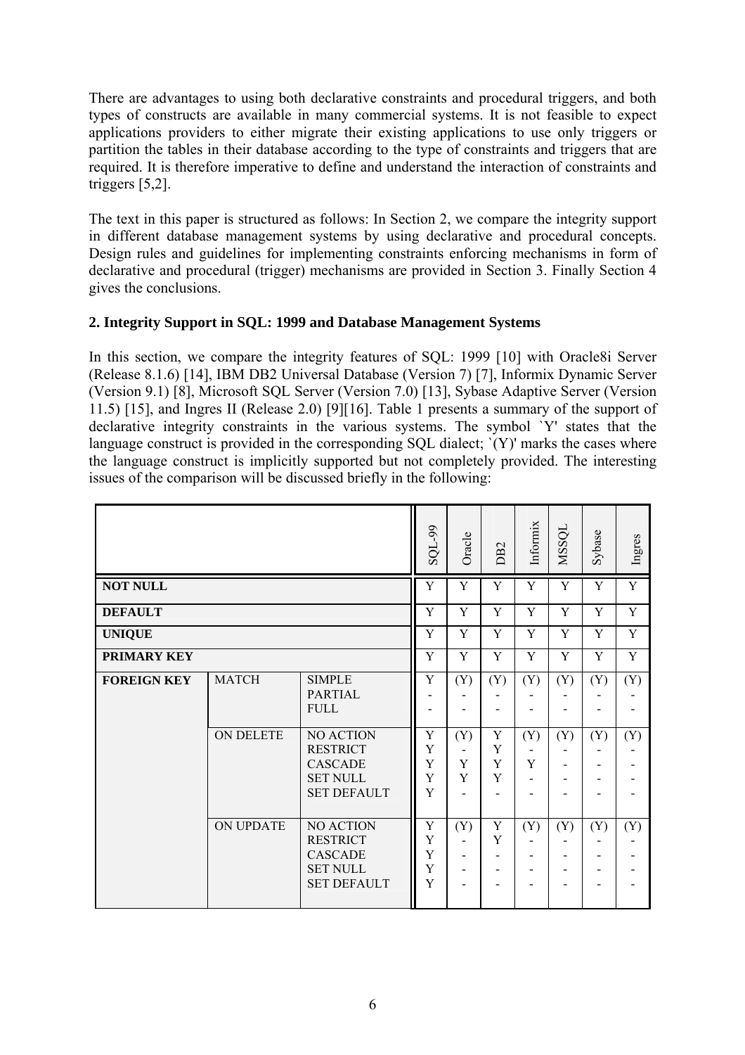There are advantages to using both declarative constraints and procedural triggers, and both types of constructs are available in many commercial systems. It is not feasible to expect applications providers to either migrate their existing applications to use only triggers or partition the tables in their database according to the type of constraints and triggers that are required. It is therefore imperative to define and understand the interaction of constraints and triggers [5,2].

The text in this paper is structured as follows: In Section 2, we compare the integrity support in different database management systems by using declarative and procedural concepts. Design rules and guidelines for implementing constraints enforcing mechanisms in form of declarative and procedural (trigger) mechanisms are provided in Section 3. Finally Section 4 gives the conclusions.

## 2. Integrity Support in SQL: 1999 and Database Management Systems

In this section, we compare the integrity features of SQL: 1999 [10] with Oracle8i Server (Release 8.1.6) [14], IBM DB2 Universal Database (Version 7) [7], Informix Dynamic Server (Version 9.1) [8], Microsoft SQL Server (Version 7.0) [13], Sybase Adaptive Server (Version 11.5) [15], and Ingres II (Release 2.0) [9][16]. Table 1 presents a summary of the support of declarative integrity constraints in the various systems. The symbol `Y' states that the language construct is provided in the corresponding SQL dialect; `(Y)' marks the cases where the language construct is implicitly supported but not completely provided. The interesting issues of the comparison will be discussed briefly in the following:

| | | | SQL-99 | Oracle | DB2 | Informix | MSSQL | Sybase | Ingres |
|---|---|---|---|---|---|---|---|---|---|
| **NOT NULL** | | | Y | Y | Y | Y | Y | Y | Y |
| **DEFAULT** | | | Y | Y | Y | Y | Y | Y | Y |
| **UNIQUE** | | | Y | Y | Y | Y | Y | Y | Y |
| **PRIMARY KEY** | | | Y | Y | Y | Y | Y | Y | Y |
| **FOREIGN KEY** | MATCH | SIMPLE | Y | (Y) | (Y) | (Y) | (Y) | (Y) | (Y) |
| | | PARTIAL | - | - | - | - | - | - | - |
| | | FULL | - | - | - | - | - | - | - |
| | ON DELETE | NO ACTION | Y | (Y) | Y | (Y) | (Y) | (Y) | (Y) |
| | | RESTRICT | Y | - | Y | - | - | - | - |
| | | CASCADE | Y | Y | Y | Y | - | - | - |
| | | SET NULL | Y | Y | Y | - | - | - | - |
| | | SET DEFAULT | Y | - | - | - | - | - | - |
| | ON UPDATE | NO ACTION | Y | (Y) | Y | (Y) | (Y) | (Y) | (Y) |
| | | RESTRICT | Y | - | Y | - | - | - | - |
| | | CASCADE | Y | - | - | - | - | - | - |
| | | SET NULL | Y | - | - | - | - | - | - |
| | | SET DEFAULT | Y | - | - | - | - | - | - |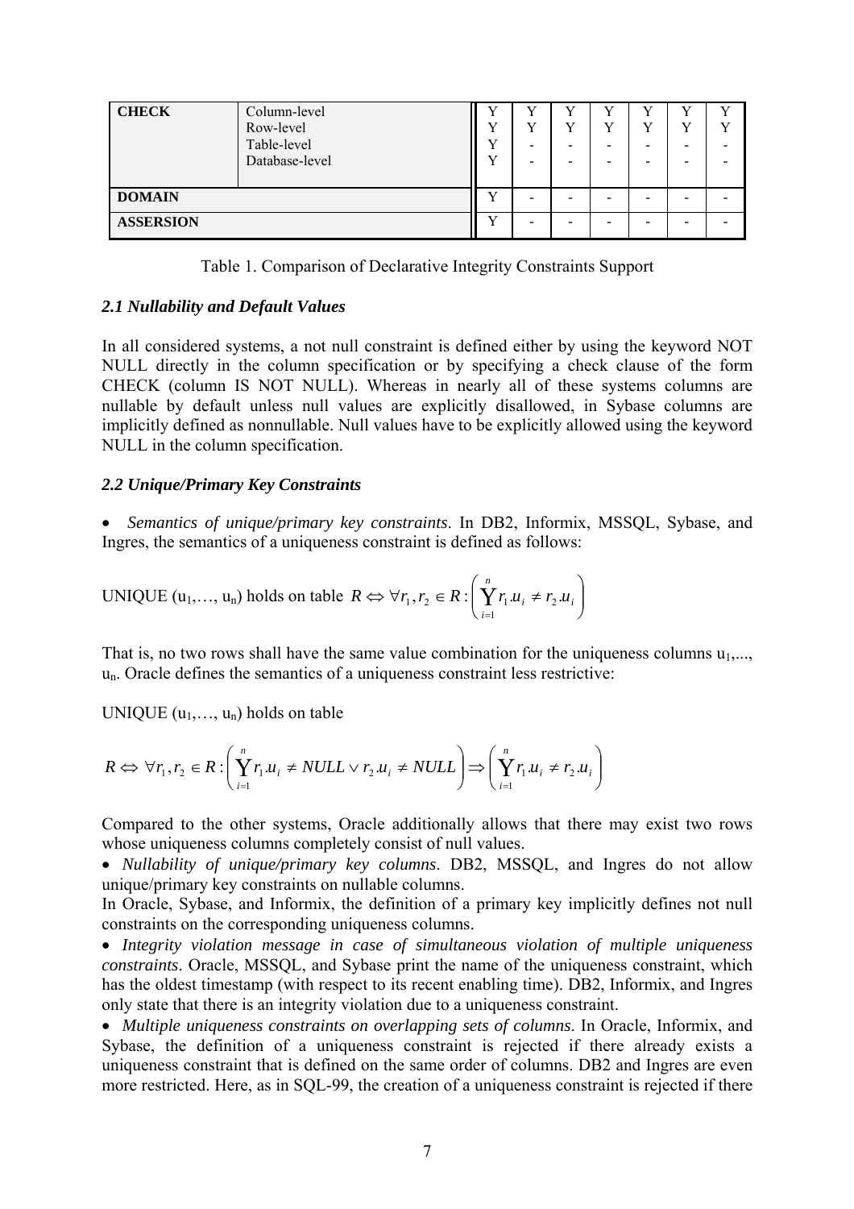| | | | | | | | | |
|---|---|---|---|---|---|---|---|---|
| **CHECK** | Column-level<br>Row-level<br>Table-level<br>Database-level | Y<br>Y<br>Y<br>Y | Y<br>Y<br>-<br>- | Y<br>Y<br>-<br>- | Y<br>Y<br>-<br>- | Y<br>Y<br>-<br>- | Y<br>Y<br>-<br>- | Y<br>Y<br>-<br>- |
| **DOMAIN** | | Y | - | - | - | - | - | - |
| **ASSERSION** | | Y | - | - | - | - | - | - |

Table 1. Comparison of Declarative Integrity Constraints Support

### *2.1 Nullability and Default Values*

In all considered systems, a not null constraint is defined either by using the keyword NOT NULL directly in the column specification or by specifying a check clause of the form CHECK (column IS NOT NULL). Whereas in nearly all of these systems columns are nullable by default unless null values are explicitly disallowed, in Sybase columns are implicitly defined as nonnullable. Null values have to be explicitly allowed using the keyword NULL in the column specification.

### *2.2 Unique/Primary Key Constraints*

- *Semantics of unique/primary key constraints*. In DB2, Informix, MSSQL, Sybase, and Ingres, the semantics of a uniqueness constraint is defined as follows:

UNIQUE ($u_1,\ldots,u_n$) holds on table $R \Leftrightarrow \forall r_1, r_2 \in R : \left( \bigvee_{i=1}^{n} r_1.u_i \neq r_2.u_i \right)$

That is, no two rows shall have the same value combination for the uniqueness columns $u_1,\ldots, u_n$. Oracle defines the semantics of a uniqueness constraint less restrictive:

UNIQUE ($u_1,\ldots,u_n$) holds on table

$$R \Leftrightarrow \forall r_1, r_2 \in R : \left( \bigvee_{i=1}^{n} r_1.u_i \neq NULL \vee r_2.u_i \neq NULL \right) \Rightarrow \left( \bigvee_{i=1}^{n} r_1.u_i \neq r_2.u_i \right)$$

Compared to the other systems, Oracle additionally allows that there may exist two rows whose uniqueness columns completely consist of null values.

- *Nullability of unique/primary key columns*. DB2, MSSQL, and Ingres do not allow unique/primary key constraints on nullable columns.

In Oracle, Sybase, and Informix, the definition of a primary key implicitly defines not null constraints on the corresponding uniqueness columns.

- *Integrity violation message in case of simultaneous violation of multiple uniqueness constraints*. Oracle, MSSQL, and Sybase print the name of the uniqueness constraint, which has the oldest timestamp (with respect to its recent enabling time). DB2, Informix, and Ingres only state that there is an integrity violation due to a uniqueness constraint.
- *Multiple uniqueness constraints on overlapping sets of columns*. In Oracle, Informix, and Sybase, the definition of a uniqueness constraint is rejected if there already exists a uniqueness constraint that is defined on the same order of columns. DB2 and Ingres are even more restricted. Here, as in SQL-99, the creation of a uniqueness constraint is rejected if there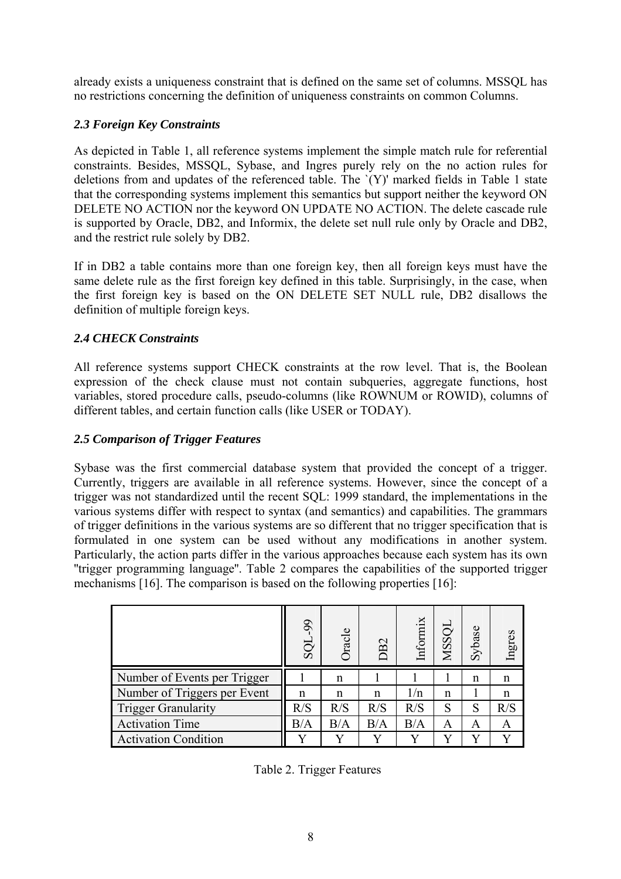already exists a uniqueness constraint that is defined on the same set of columns. MSSQL has no restrictions concerning the definition of uniqueness constraints on common Columns.

### *2.3 Foreign Key Constraints*

As depicted in Table 1, all reference systems implement the simple match rule for referential constraints. Besides, MSSQL, Sybase, and Ingres purely rely on the no action rules for deletions from and updates of the referenced table. The `(Y)' marked fields in Table 1 state that the corresponding systems implement this semantics but support neither the keyword ON DELETE NO ACTION nor the keyword ON UPDATE NO ACTION. The delete cascade rule is supported by Oracle, DB2, and Informix, the delete set null rule only by Oracle and DB2, and the restrict rule solely by DB2.

If in DB2 a table contains more than one foreign key, then all foreign keys must have the same delete rule as the first foreign key defined in this table. Surprisingly, in the case, when the first foreign key is based on the ON DELETE SET NULL rule, DB2 disallows the definition of multiple foreign keys.

### *2.4 CHECK Constraints*

All reference systems support CHECK constraints at the row level. That is, the Boolean expression of the check clause must not contain subqueries, aggregate functions, host variables, stored procedure calls, pseudo-columns (like ROWNUM or ROWID), columns of different tables, and certain function calls (like USER or TODAY).

### *2.5 Comparison of Trigger Features*

Sybase was the first commercial database system that provided the concept of a trigger. Currently, triggers are available in all reference systems. However, since the concept of a trigger was not standardized until the recent SQL: 1999 standard, the implementations in the various systems differ with respect to syntax (and semantics) and capabilities. The grammars of trigger definitions in the various systems are so different that no trigger specification that is formulated in one system can be used without any modifications in another system. Particularly, the action parts differ in the various approaches because each system has its own "trigger programming language". Table 2 compares the capabilities of the supported trigger mechanisms [16]. The comparison is based on the following properties [16]:

| | SQL-99 | Oracle | DB2 | Informix | MSSQL | Sybase | Ingres |
|---|---|---|---|---|---|---|---|
| Number of Events per Trigger | 1 | n | 1 | 1 | 1 | n | n |
| Number of Triggers per Event | n | n | n | 1/n | n | 1 | n |
| Trigger Granularity | R/S | R/S | R/S | R/S | S | S | R/S |
| Activation Time | B/A | B/A | B/A | B/A | A | A | A |
| Activation Condition | Y | Y | Y | Y | Y | Y | Y |

Table 2. Trigger Features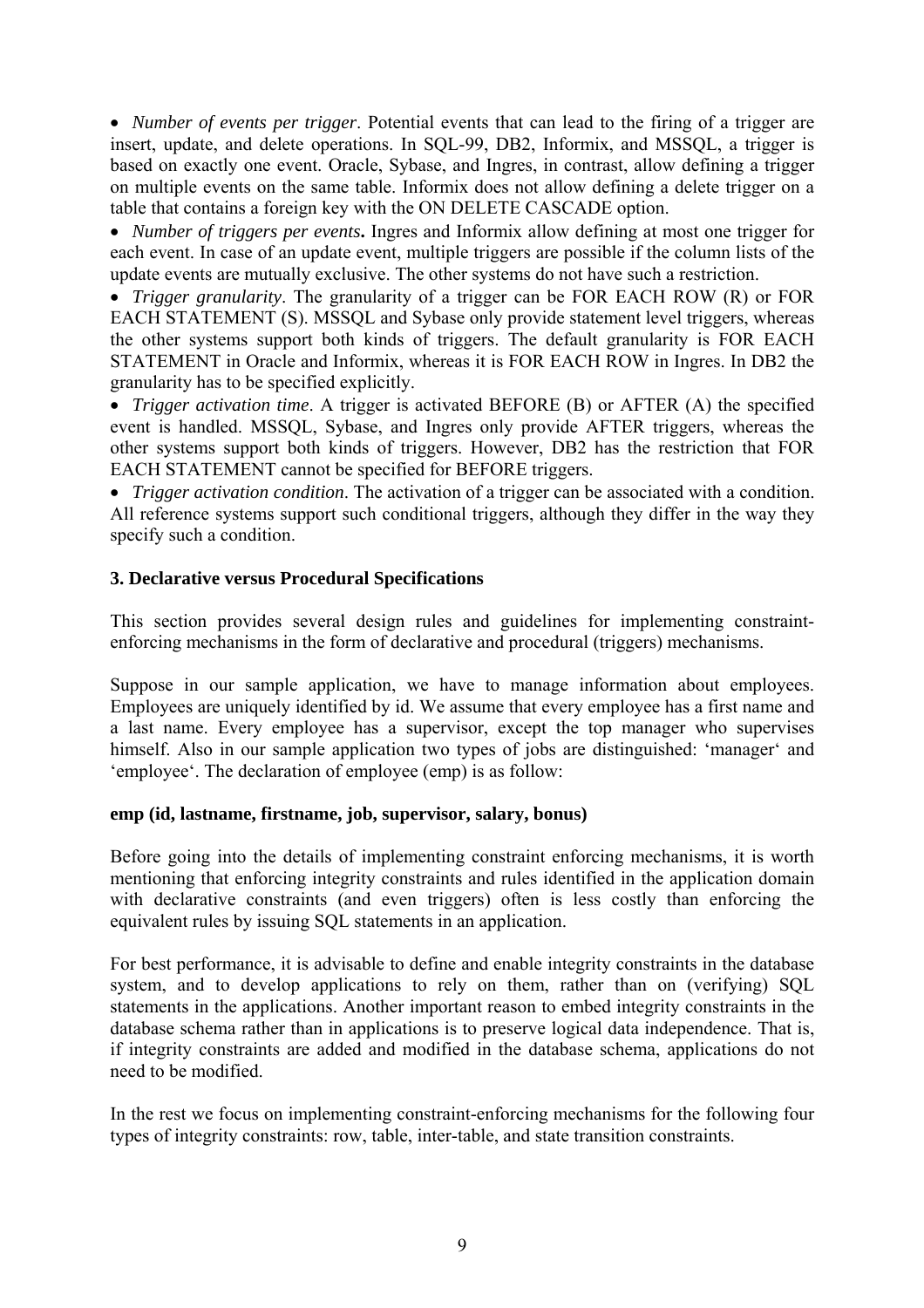- *Number of events per trigger*. Potential events that can lead to the firing of a trigger are insert, update, and delete operations. In SQL-99, DB2, Informix, and MSSQL, a trigger is based on exactly one event. Oracle, Sybase, and Ingres, in contrast, allow defining a trigger on multiple events on the same table. Informix does not allow defining a delete trigger on a table that contains a foreign key with the ON DELETE CASCADE option.
- *Number of triggers per events***.** Ingres and Informix allow defining at most one trigger for each event. In case of an update event, multiple triggers are possible if the column lists of the update events are mutually exclusive. The other systems do not have such a restriction.
- *Trigger granularity*. The granularity of a trigger can be FOR EACH ROW (R) or FOR EACH STATEMENT (S). MSSQL and Sybase only provide statement level triggers, whereas the other systems support both kinds of triggers. The default granularity is FOR EACH STATEMENT in Oracle and Informix, whereas it is FOR EACH ROW in Ingres. In DB2 the granularity has to be specified explicitly.
- *Trigger activation time*. A trigger is activated BEFORE (B) or AFTER (A) the specified event is handled. MSSQL, Sybase, and Ingres only provide AFTER triggers, whereas the other systems support both kinds of triggers. However, DB2 has the restriction that FOR EACH STATEMENT cannot be specified for BEFORE triggers.
- *Trigger activation condition*. The activation of a trigger can be associated with a condition. All reference systems support such conditional triggers, although they differ in the way they specify such a condition.

## 3. Declarative versus Procedural Specifications

This section provides several design rules and guidelines for implementing constraint-enforcing mechanisms in the form of declarative and procedural (triggers) mechanisms.

Suppose in our sample application, we have to manage information about employees. Employees are uniquely identified by id. We assume that every employee has a first name and a last name. Every employee has a supervisor, except the top manager who supervises himself. Also in our sample application two types of jobs are distinguished: 'manager' and 'employee'. The declaration of employee (emp) is as follow:

**emp (id, lastname, firstname, job, supervisor, salary, bonus)**

Before going into the details of implementing constraint enforcing mechanisms, it is worth mentioning that enforcing integrity constraints and rules identified in the application domain with declarative constraints (and even triggers) often is less costly than enforcing the equivalent rules by issuing SQL statements in an application.

For best performance, it is advisable to define and enable integrity constraints in the database system, and to develop applications to rely on them, rather than on (verifying) SQL statements in the applications. Another important reason to embed integrity constraints in the database schema rather than in applications is to preserve logical data independence. That is, if integrity constraints are added and modified in the database schema, applications do not need to be modified.

In the rest we focus on implementing constraint-enforcing mechanisms for the following four types of integrity constraints: row, table, inter-table, and state transition constraints.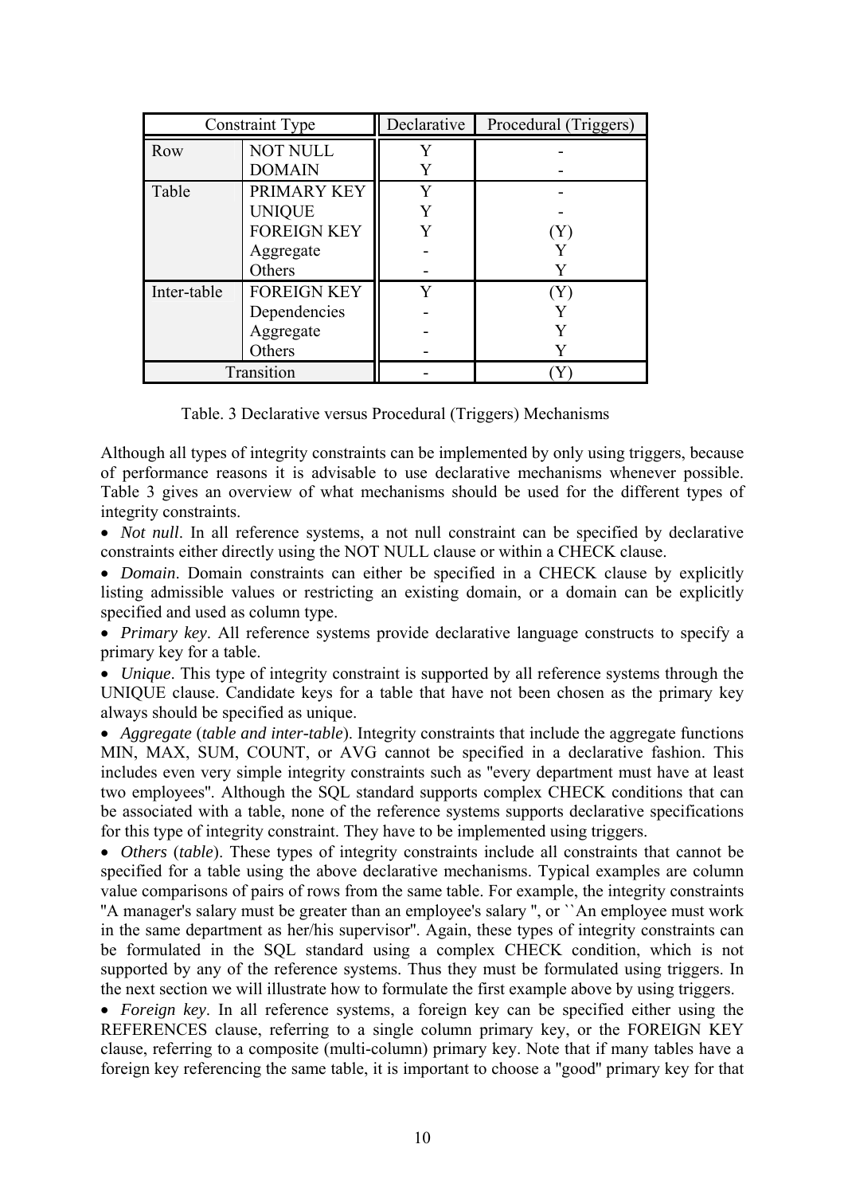| Constraint Type | | Declarative | Procedural (Triggers) |
|---|---|---|---|
| Row | NOT NULL | Y | - |
| | DOMAIN | Y | - |
| Table | PRIMARY KEY | Y | - |
| | UNIQUE | Y | - |
| | FOREIGN KEY | Y | (Y) |
| | Aggregate | - | Y |
| | Others | - | Y |
| Inter-table | FOREIGN KEY | Y | (Y) |
| | Dependencies | - | Y |
| | Aggregate | - | Y |
| | Others | - | Y |
| Transition | | - | (Y) |

Table. 3 Declarative versus Procedural (Triggers) Mechanisms

Although all types of integrity constraints can be implemented by only using triggers, because of performance reasons it is advisable to use declarative mechanisms whenever possible. Table 3 gives an overview of what mechanisms should be used for the different types of integrity constraints.

- *Not null*. In all reference systems, a not null constraint can be specified by declarative constraints either directly using the NOT NULL clause or within a CHECK clause.
- *Domain*. Domain constraints can either be specified in a CHECK clause by explicitly listing admissible values or restricting an existing domain, or a domain can be explicitly specified and used as column type.
- *Primary key*. All reference systems provide declarative language constructs to specify a primary key for a table.
- *Unique*. This type of integrity constraint is supported by all reference systems through the UNIQUE clause. Candidate keys for a table that have not been chosen as the primary key always should be specified as unique.
- *Aggregate* (*table and inter-table*). Integrity constraints that include the aggregate functions MIN, MAX, SUM, COUNT, or AVG cannot be specified in a declarative fashion. This includes even very simple integrity constraints such as "every department must have at least two employees". Although the SQL standard supports complex CHECK conditions that can be associated with a table, none of the reference systems supports declarative specifications for this type of integrity constraint. They have to be implemented using triggers.
- *Others* (*table*). These types of integrity constraints include all constraints that cannot be specified for a table using the above declarative mechanisms. Typical examples are column value comparisons of pairs of rows from the same table. For example, the integrity constraints "A manager's salary must be greater than an employee's salary ", or ``An employee must work in the same department as her/his supervisor". Again, these types of integrity constraints can be formulated in the SQL standard using a complex CHECK condition, which is not supported by any of the reference systems. Thus they must be formulated using triggers. In the next section we will illustrate how to formulate the first example above by using triggers.
- *Foreign key*. In all reference systems, a foreign key can be specified either using the REFERENCES clause, referring to a single column primary key, or the FOREIGN KEY clause, referring to a composite (multi-column) primary key. Note that if many tables have a foreign key referencing the same table, it is important to choose a "good" primary key for that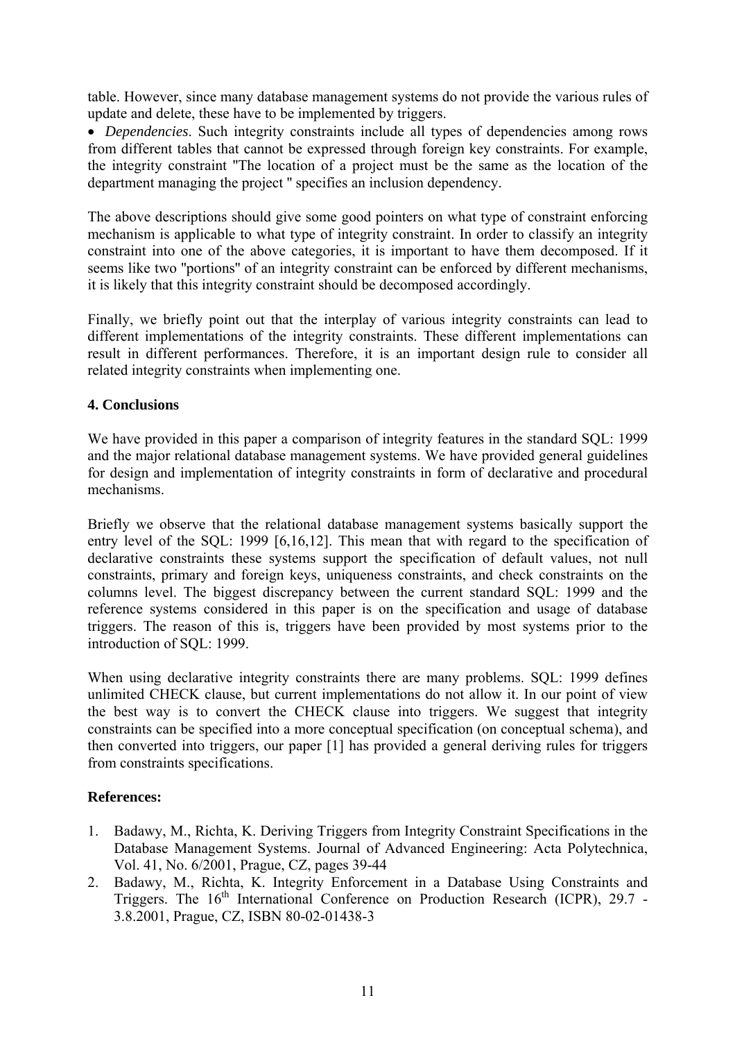table. However, since many database management systems do not provide the various rules of update and delete, these have to be implemented by triggers.

- *Dependencies*. Such integrity constraints include all types of dependencies among rows from different tables that cannot be expressed through foreign key constraints. For example, the integrity constraint "The location of a project must be the same as the location of the department managing the project " specifies an inclusion dependency.

The above descriptions should give some good pointers on what type of constraint enforcing mechanism is applicable to what type of integrity constraint. In order to classify an integrity constraint into one of the above categories, it is important to have them decomposed. If it seems like two "portions" of an integrity constraint can be enforced by different mechanisms, it is likely that this integrity constraint should be decomposed accordingly.

Finally, we briefly point out that the interplay of various integrity constraints can lead to different implementations of the integrity constraints. These different implementations can result in different performances. Therefore, it is an important design rule to consider all related integrity constraints when implementing one.

## 4. Conclusions

We have provided in this paper a comparison of integrity features in the standard SQL: 1999 and the major relational database management systems. We have provided general guidelines for design and implementation of integrity constraints in form of declarative and procedural mechanisms.

Briefly we observe that the relational database management systems basically support the entry level of the SQL: 1999 [6,16,12]. This mean that with regard to the specification of declarative constraints these systems support the specification of default values, not null constraints, primary and foreign keys, uniqueness constraints, and check constraints on the columns level. The biggest discrepancy between the current standard SQL: 1999 and the reference systems considered in this paper is on the specification and usage of database triggers. The reason of this is, triggers have been provided by most systems prior to the introduction of SQL: 1999.

When using declarative integrity constraints there are many problems. SQL: 1999 defines unlimited CHECK clause, but current implementations do not allow it. In our point of view the best way is to convert the CHECK clause into triggers. We suggest that integrity constraints can be specified into a more conceptual specification (on conceptual schema), and then converted into triggers, our paper [1] has provided a general deriving rules for triggers from constraints specifications.

## References:

1. Badawy, M., Richta, K. Deriving Triggers from Integrity Constraint Specifications in the Database Management Systems. Journal of Advanced Engineering: Acta Polytechnica, Vol. 41, No. 6/2001, Prague, CZ, pages 39-44
2. Badawy, M., Richta, K. Integrity Enforcement in a Database Using Constraints and Triggers. The 16th International Conference on Production Research (ICPR), 29.7 - 3.8.2001, Prague, CZ, ISBN 80-02-01438-3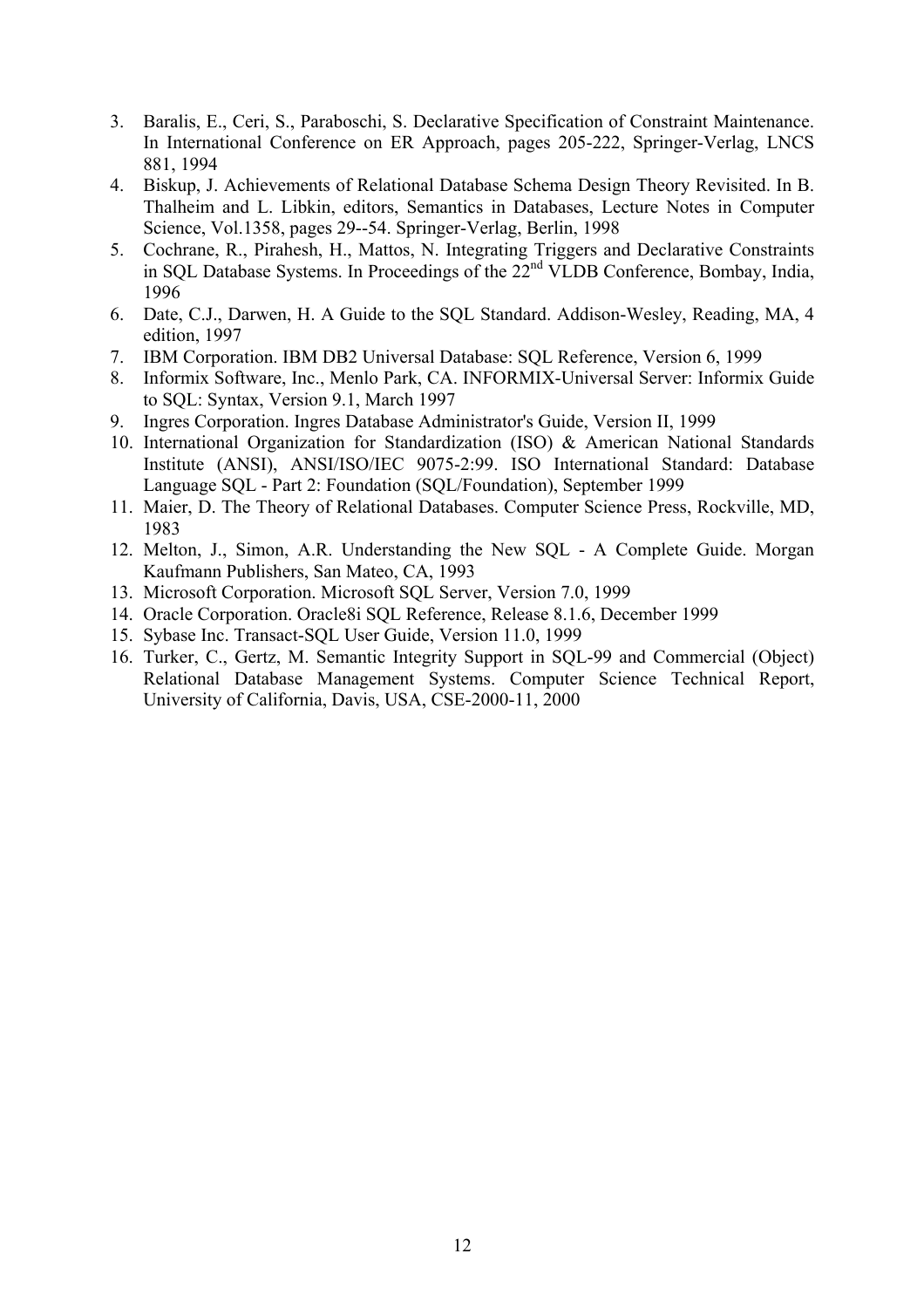3. Baralis, E., Ceri, S., Paraboschi, S. Declarative Specification of Constraint Maintenance. In International Conference on ER Approach, pages 205-222, Springer-Verlag, LNCS 881, 1994
4. Biskup, J. Achievements of Relational Database Schema Design Theory Revisited. In B. Thalheim and L. Libkin, editors, Semantics in Databases, Lecture Notes in Computer Science, Vol.1358, pages 29--54. Springer-Verlag, Berlin, 1998
5. Cochrane, R., Pirahesh, H., Mattos, N. Integrating Triggers and Declarative Constraints in SQL Database Systems. In Proceedings of the 22nd VLDB Conference, Bombay, India, 1996
6. Date, C.J., Darwen, H. A Guide to the SQL Standard. Addison-Wesley, Reading, MA, 4 edition, 1997
7. IBM Corporation. IBM DB2 Universal Database: SQL Reference, Version 6, 1999
8. Informix Software, Inc., Menlo Park, CA. INFORMIX-Universal Server: Informix Guide to SQL: Syntax, Version 9.1, March 1997
9. Ingres Corporation. Ingres Database Administrator's Guide, Version II, 1999
10. International Organization for Standardization (ISO) & American National Standards Institute (ANSI), ANSI/ISO/IEC 9075-2:99. ISO International Standard: Database Language SQL - Part 2: Foundation (SQL/Foundation), September 1999
11. Maier, D. The Theory of Relational Databases. Computer Science Press, Rockville, MD, 1983
12. Melton, J., Simon, A.R. Understanding the New SQL - A Complete Guide. Morgan Kaufmann Publishers, San Mateo, CA, 1993
13. Microsoft Corporation. Microsoft SQL Server, Version 7.0, 1999
14. Oracle Corporation. Oracle8i SQL Reference, Release 8.1.6, December 1999
15. Sybase Inc. Transact-SQL User Guide, Version 11.0, 1999
16. Turker, C., Gertz, M. Semantic Integrity Support in SQL-99 and Commercial (Object) Relational Database Management Systems. Computer Science Technical Report, University of California, Davis, USA, CSE-2000-11, 2000